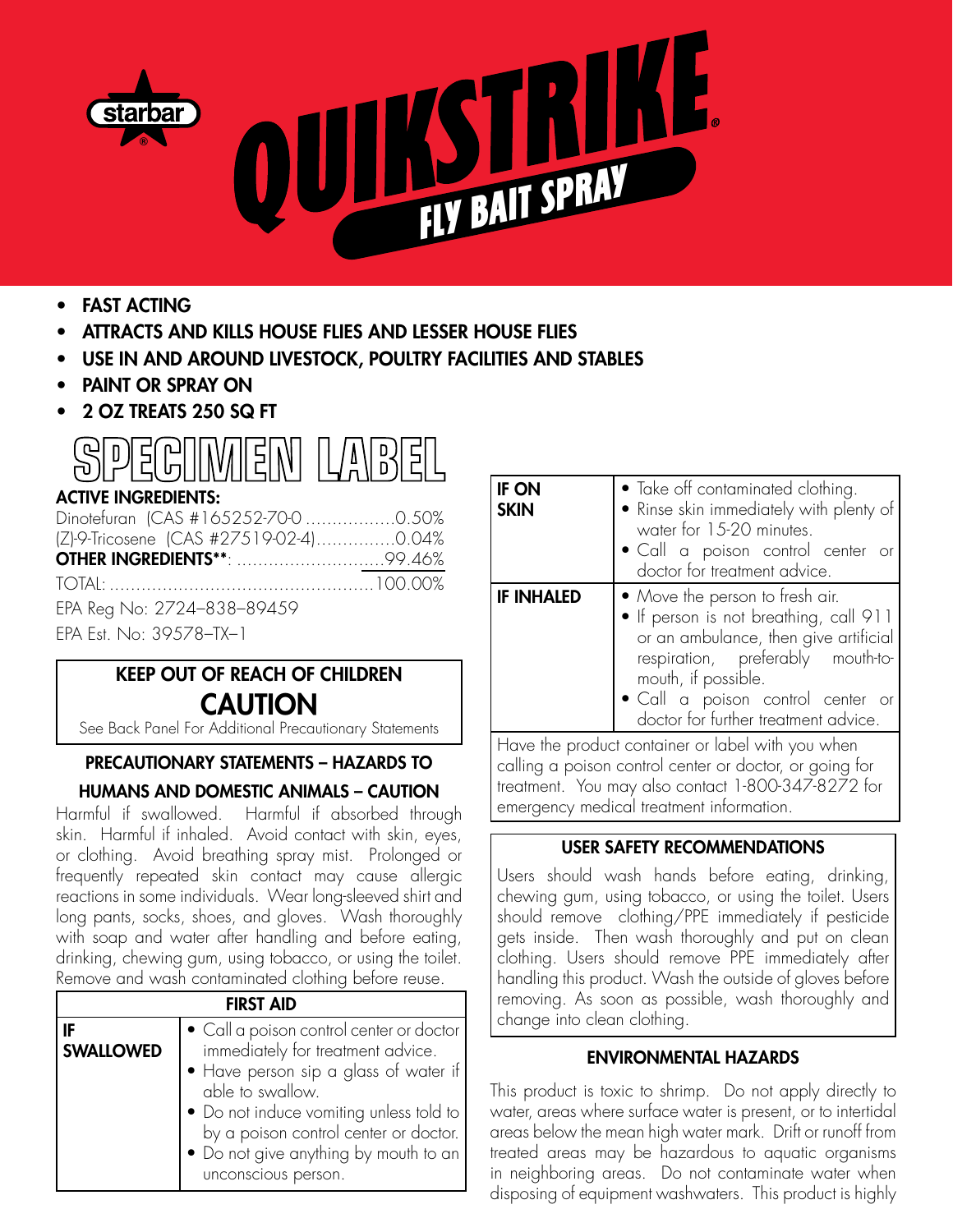starbar®

# QUIKSTRIKE®

## FLY BAIT SPRAY

- **FAST ACTING**
- **ATTRACTS AND KILLS HOUSE FLIES AND LESSER HOUSE FLIES**
- **USE IN AND AROUND LIVESTOCK, POULTRY FACILITIES AND STABLES**
- **PAINT OR SPRAY ON**
- **2 OZ TREATS 250 SQ FT**

# SPECIMEN LABEL

**ACTIVE INGREDIENTS:**

| | |
|---|---|
| Dinotefuran (CAS #165252-70-0 | 0.50% |
| (Z)-9-Tricosene (CAS #27519-02-4) | 0.04% |
| **OTHER INGREDIENTS**\*\*: | 99.46% |
| TOTAL: | 100.00% |

EPA Reg No: 2724–838–89459

EPA Est. No: 39578–TX–1

**KEEP OUT OF REACH OF CHILDREN**

**CAUTION**

See Back Panel For Additional Precautionary Statements

### PRECAUTIONARY STATEMENTS – HAZARDS TO HUMANS AND DOMESTIC ANIMALS – CAUTION

Harmful if swallowed. Harmful if absorbed through skin. Harmful if inhaled. Avoid contact with skin, eyes, or clothing. Avoid breathing spray mist. Prolonged or frequently repeated skin contact may cause allergic reactions in some individuals. Wear long-sleeved shirt and long pants, socks, shoes, and gloves. Wash thoroughly with soap and water after handling and before eating, drinking, chewing gum, using tobacco, or using the toilet. Remove and wash contaminated clothing before reuse.

| FIRST AID | |
|---|---|
| **IF SWALLOWED** | • Call a poison control center or doctor immediately for treatment advice.<br>• Have person sip a glass of water if able to swallow.<br>• Do not induce vomiting unless told to by a poison control center or doctor.<br>• Do not give anything by mouth to an unconscious person. |
| **IF ON SKIN** | • Take off contaminated clothing.<br>• Rinse skin immediately with plenty of water for 15-20 minutes.<br>• Call a poison control center or doctor for treatment advice. |
| **IF INHALED** | • Move the person to fresh air.<br>• If person is not breathing, call 911 or an ambulance, then give artificial respiration, preferably mouth-to-mouth, if possible.<br>• Call a poison control center or doctor for further treatment advice. |

Have the product container or label with you when calling a poison control center or doctor, or going for treatment. You may also contact 1-800-347-8272 for emergency medical treatment information.

### USER SAFETY RECOMMENDATIONS

Users should wash hands before eating, drinking, chewing gum, using tobacco, or using the toilet. Users should remove clothing/PPE immediately if pesticide gets inside. Then wash thoroughly and put on clean clothing. Users should remove PPE immediately after handling this product. Wash the outside of gloves before removing. As soon as possible, wash thoroughly and change into clean clothing.

### ENVIRONMENTAL HAZARDS

This product is toxic to shrimp. Do not apply directly to water, areas where surface water is present, or to intertidal areas below the mean high water mark. Drift or runoff from treated areas may be hazardous to aquatic organisms in neighboring areas. Do not contaminate water when disposing of equipment washwaters. This product is highly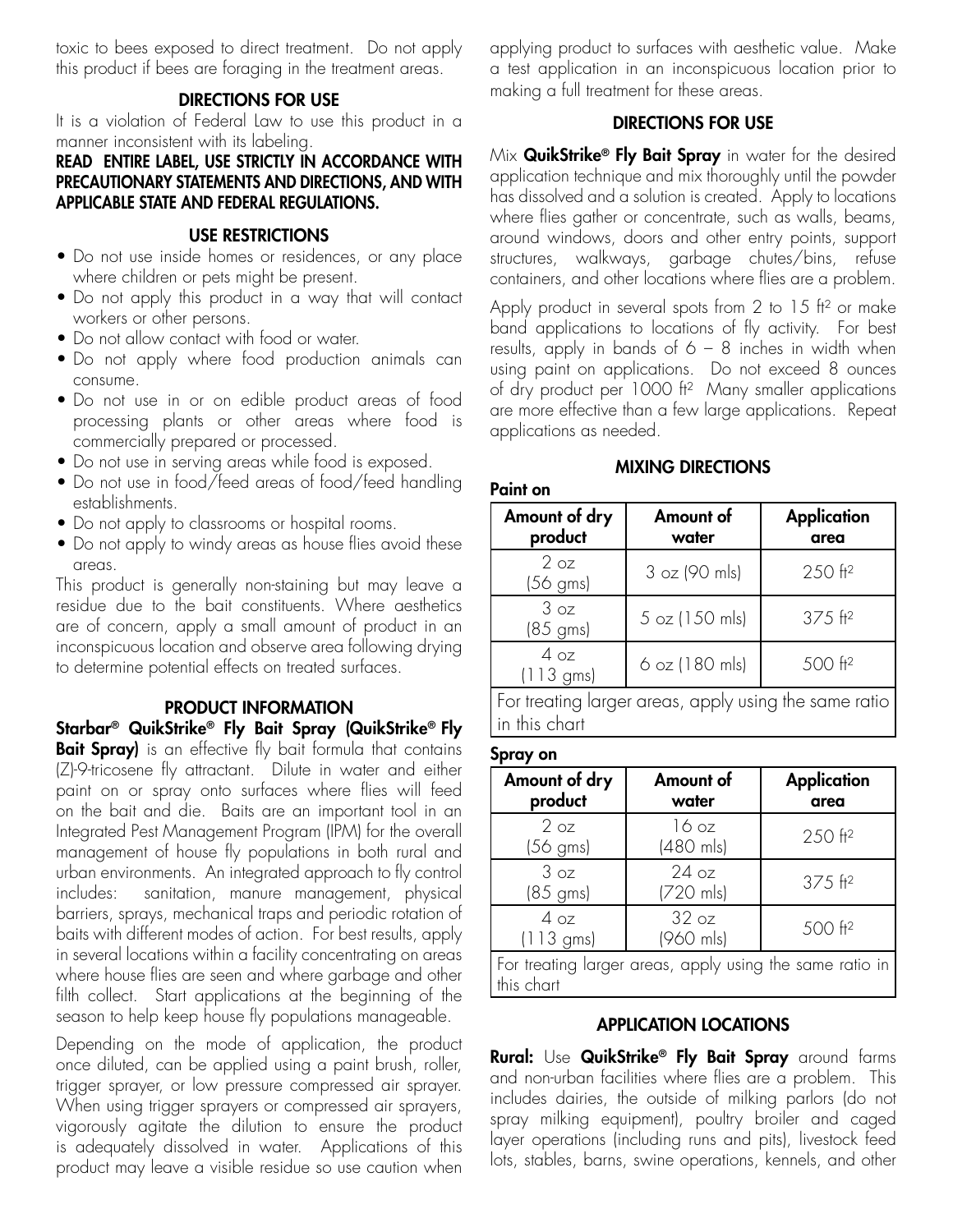toxic to bees exposed to direct treatment. Do not apply this product if bees are foraging in the treatment areas.

## DIRECTIONS FOR USE

It is a violation of Federal Law to use this product in a manner inconsistent with its labeling.

**READ ENTIRE LABEL, USE STRICTLY IN ACCORDANCE WITH PRECAUTIONARY STATEMENTS AND DIRECTIONS, AND WITH APPLICABLE STATE AND FEDERAL REGULATIONS.**

## USE RESTRICTIONS

- Do not use inside homes or residences, or any place where children or pets might be present.
- Do not apply this product in a way that will contact workers or other persons.
- Do not allow contact with food or water.
- Do not apply where food production animals can consume.
- Do not use in or on edible product areas of food processing plants or other areas where food is commercially prepared or processed.
- Do not use in serving areas while food is exposed.
- Do not use in food/feed areas of food/feed handling establishments.
- Do not apply to classrooms or hospital rooms.
- Do not apply to windy areas as house flies avoid these areas.

This product is generally non-staining but may leave a residue due to the bait constituents. Where aesthetics are of concern, apply a small amount of product in an inconspicuous location and observe area following drying to determine potential effects on treated surfaces.

## PRODUCT INFORMATION

**Starbar® QuikStrike® Fly Bait Spray (QuikStrike® Fly Bait Spray)** is an effective fly bait formula that contains (Z)-9-tricosene fly attractant. Dilute in water and either paint on or spray onto surfaces where flies will feed on the bait and die. Baits are an important tool in an Integrated Pest Management Program (IPM) for the overall management of house fly populations in both rural and urban environments. An integrated approach to fly control includes: sanitation, manure management, physical barriers, sprays, mechanical traps and periodic rotation of baits with different modes of action. For best results, apply in several locations within a facility concentrating on areas where house flies are seen and where garbage and other filth collect. Start applications at the beginning of the season to help keep house fly populations manageable.

Depending on the mode of application, the product once diluted, can be applied using a paint brush, roller, trigger sprayer, or low pressure compressed air sprayer. When using trigger sprayers or compressed air sprayers, vigorously agitate the dilution to ensure the product is adequately dissolved in water. Applications of this product may leave a visible residue so use caution when applying product to surfaces with aesthetic value. Make a test application in an inconspicuous location prior to making a full treatment for these areas.

## DIRECTIONS FOR USE

Mix **QuikStrike® Fly Bait Spray** in water for the desired application technique and mix thoroughly until the powder has dissolved and a solution is created. Apply to locations where flies gather or concentrate, such as walls, beams, around windows, doors and other entry points, support structures, walkways, garbage chutes/bins, refuse containers, and other locations where flies are a problem.

Apply product in several spots from 2 to 15 ft² or make band applications to locations of fly activity. For best results, apply in bands of 6 – 8 inches in width when using paint on applications. Do not exceed 8 ounces of dry product per 1000 ft² Many smaller applications are more effective than a few large applications. Repeat applications as needed.

## MIXING DIRECTIONS

**Paint on**

| Amount of dry product | Amount of water | Application area |
|---|---|---|
| 2 oz (56 gms) | 3 oz (90 mls) | 250 ft² |
| 3 oz (85 gms) | 5 oz (150 mls) | 375 ft² |
| 4 oz (113 gms) | 6 oz (180 mls) | 500 ft² |
| For treating larger areas, apply using the same ratio in this chart | | |

**Spray on**

| Amount of dry product | Amount of water | Application area |
|---|---|---|
| 2 oz (56 gms) | 16 oz (480 mls) | 250 ft² |
| 3 oz (85 gms) | 24 oz (720 mls) | 375 ft² |
| 4 oz (113 gms) | 32 oz (960 mls) | 500 ft² |
| For treating larger areas, apply using the same ratio in this chart | | |

## APPLICATION LOCATIONS

**Rural:** Use **QuikStrike® Fly Bait Spray** around farms and non-urban facilities where flies are a problem. This includes dairies, the outside of milking parlors (do not spray milking equipment), poultry broiler and caged layer operations (including runs and pits), livestock feed lots, stables, barns, swine operations, kennels, and other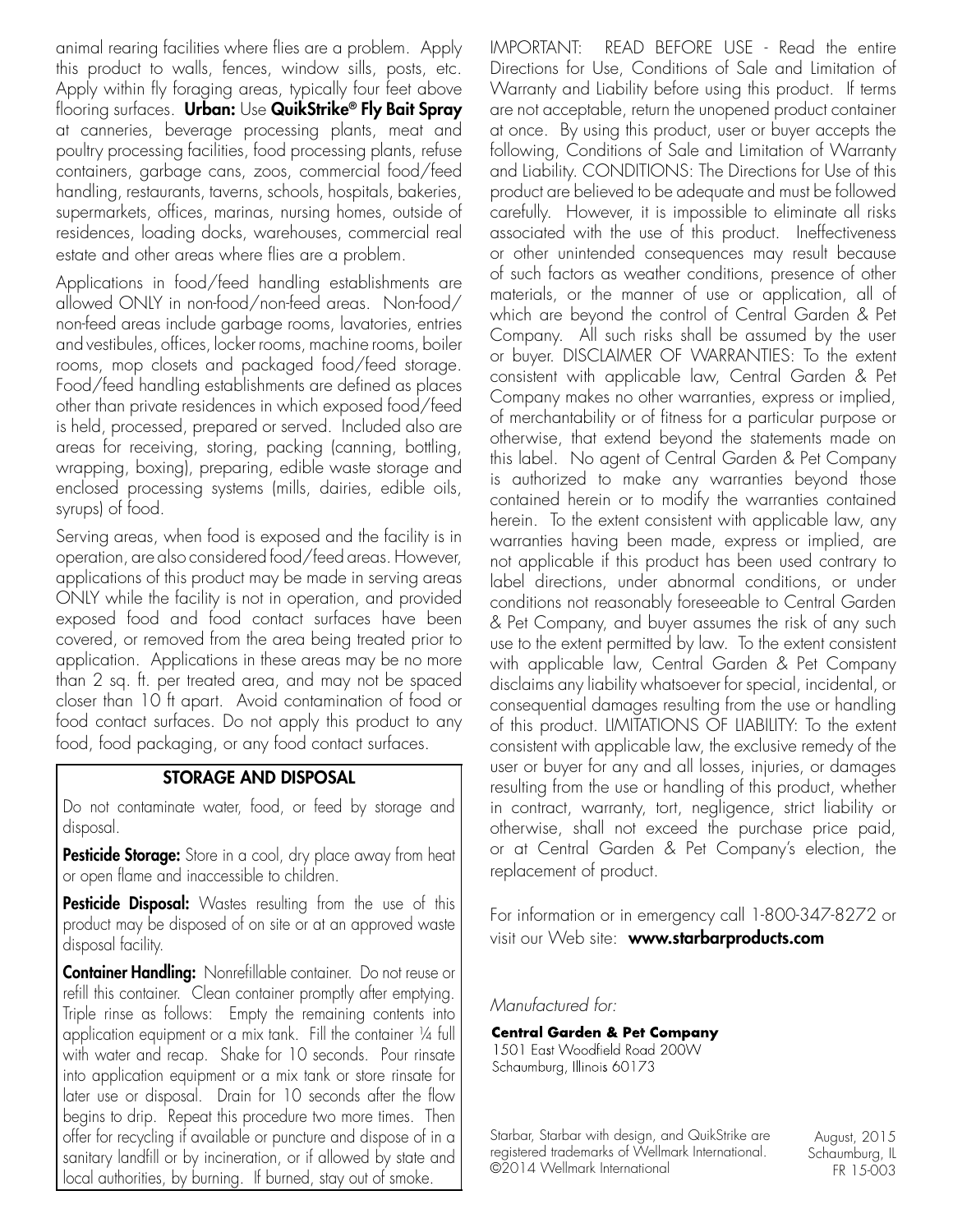animal rearing facilities where flies are a problem. Apply this product to walls, fences, window sills, posts, etc. Apply within fly foraging areas, typically four feet above flooring surfaces. **Urban:** Use **QuikStrike® Fly Bait Spray** at canneries, beverage processing plants, meat and poultry processing facilities, food processing plants, refuse containers, garbage cans, zoos, commercial food/feed handling, restaurants, taverns, schools, hospitals, bakeries, supermarkets, offices, marinas, nursing homes, outside of residences, loading docks, warehouses, commercial real estate and other areas where flies are a problem.

Applications in food/feed handling establishments are allowed ONLY in non-food/non-feed areas. Non-food/non-feed areas include garbage rooms, lavatories, entries and vestibules, offices, locker rooms, machine rooms, boiler rooms, mop closets and packaged food/feed storage. Food/feed handling establishments are defined as places other than private residences in which exposed food/feed is held, processed, prepared or served. Included also are areas for receiving, storing, packing (canning, bottling, wrapping, boxing), preparing, edible waste storage and enclosed processing systems (mills, dairies, edible oils, syrups) of food.

Serving areas, when food is exposed and the facility is in operation, are also considered food/feed areas. However, applications of this product may be made in serving areas ONLY while the facility is not in operation, and provided exposed food and food contact surfaces have been covered, or removed from the area being treated prior to application. Applications in these areas may be no more than 2 sq. ft. per treated area, and may not be spaced closer than 10 ft apart. Avoid contamination of food or food contact surfaces. Do not apply this product to any food, food packaging, or any food contact surfaces.

## STORAGE AND DISPOSAL

Do not contaminate water, food, or feed by storage and disposal.

**Pesticide Storage:** Store in a cool, dry place away from heat or open flame and inaccessible to children.

**Pesticide Disposal:** Wastes resulting from the use of this product may be disposed of on site or at an approved waste disposal facility.

**Container Handling:** Nonrefillable container. Do not reuse or refill this container. Clean container promptly after emptying. Triple rinse as follows: Empty the remaining contents into application equipment or a mix tank. Fill the container ¼ full with water and recap. Shake for 10 seconds. Pour rinsate into application equipment or a mix tank or store rinsate for later use or disposal. Drain for 10 seconds after the flow begins to drip. Repeat this procedure two more times. Then offer for recycling if available or puncture and dispose of in a sanitary landfill or by incineration, or if allowed by state and local authorities, by burning. If burned, stay out of smoke.

IMPORTANT: READ BEFORE USE - Read the entire Directions for Use, Conditions of Sale and Limitation of Warranty and Liability before using this product. If terms are not acceptable, return the unopened product container at once. By using this product, user or buyer accepts the following, Conditions of Sale and Limitation of Warranty and Liability. CONDITIONS: The Directions for Use of this product are believed to be adequate and must be followed carefully. However, it is impossible to eliminate all risks associated with the use of this product. Ineffectiveness or other unintended consequences may result because of such factors as weather conditions, presence of other materials, or the manner of use or application, all of which are beyond the control of Central Garden & Pet Company. All such risks shall be assumed by the user or buyer. DISCLAIMER OF WARRANTIES: To the extent consistent with applicable law, Central Garden & Pet Company makes no other warranties, express or implied, of merchantability or of fitness for a particular purpose or otherwise, that extend beyond the statements made on this label. No agent of Central Garden & Pet Company is authorized to make any warranties beyond those contained herein or to modify the warranties contained herein. To the extent consistent with applicable law, any warranties having been made, express or implied, are not applicable if this product has been used contrary to label directions, under abnormal conditions, or under conditions not reasonably foreseeable to Central Garden & Pet Company, and buyer assumes the risk of any such use to the extent permitted by law. To the extent consistent with applicable law, Central Garden & Pet Company disclaims any liability whatsoever for special, incidental, or consequential damages resulting from the use or handling of this product. LIMITATIONS OF LIABILITY: To the extent consistent with applicable law, the exclusive remedy of the user or buyer for any and all losses, injuries, or damages resulting from the use or handling of this product, whether in contract, warranty, tort, negligence, strict liability or otherwise, shall not exceed the purchase price paid, or at Central Garden & Pet Company's election, the replacement of product.

For information or in emergency call 1-800-347-8272 or visit our Web site: **www.starbarproducts.com**

*Manufactured for:*

**Central Garden & Pet Company**
1501 East Woodfield Road 200W
Schaumburg, Illinois 60173

Starbar, Starbar with design, and QuikStrike are registered trademarks of Wellmark International. ©2014 Wellmark International

August, 2015
Schaumburg, IL
FR 15-003